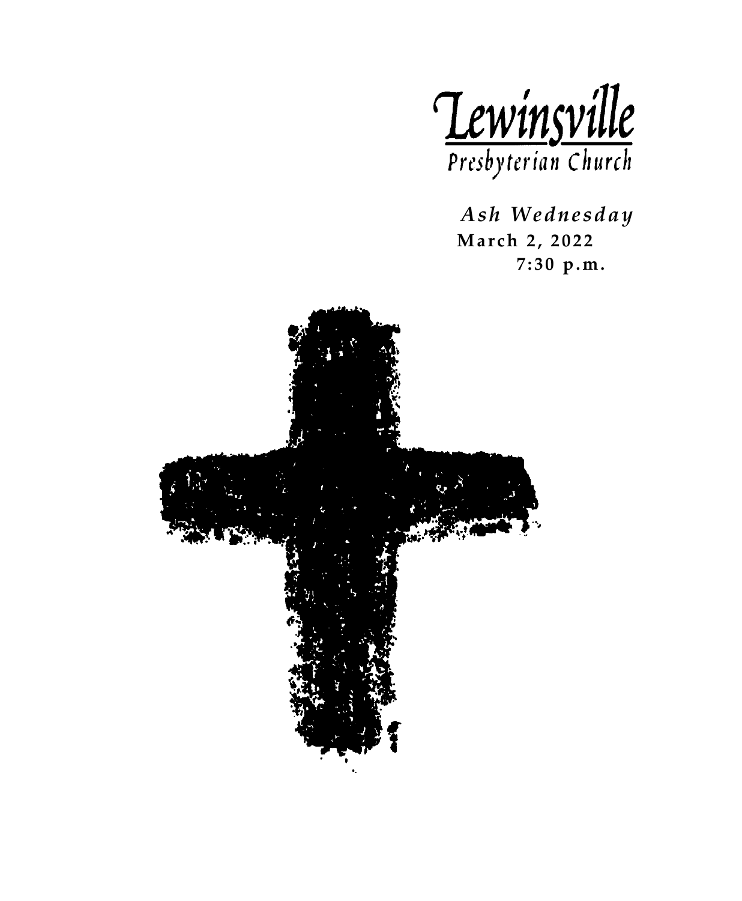# Lewinsville

Presbyterian Church

*Ash Wednesday*

**March 2, 2022**

**7:30 p.m.**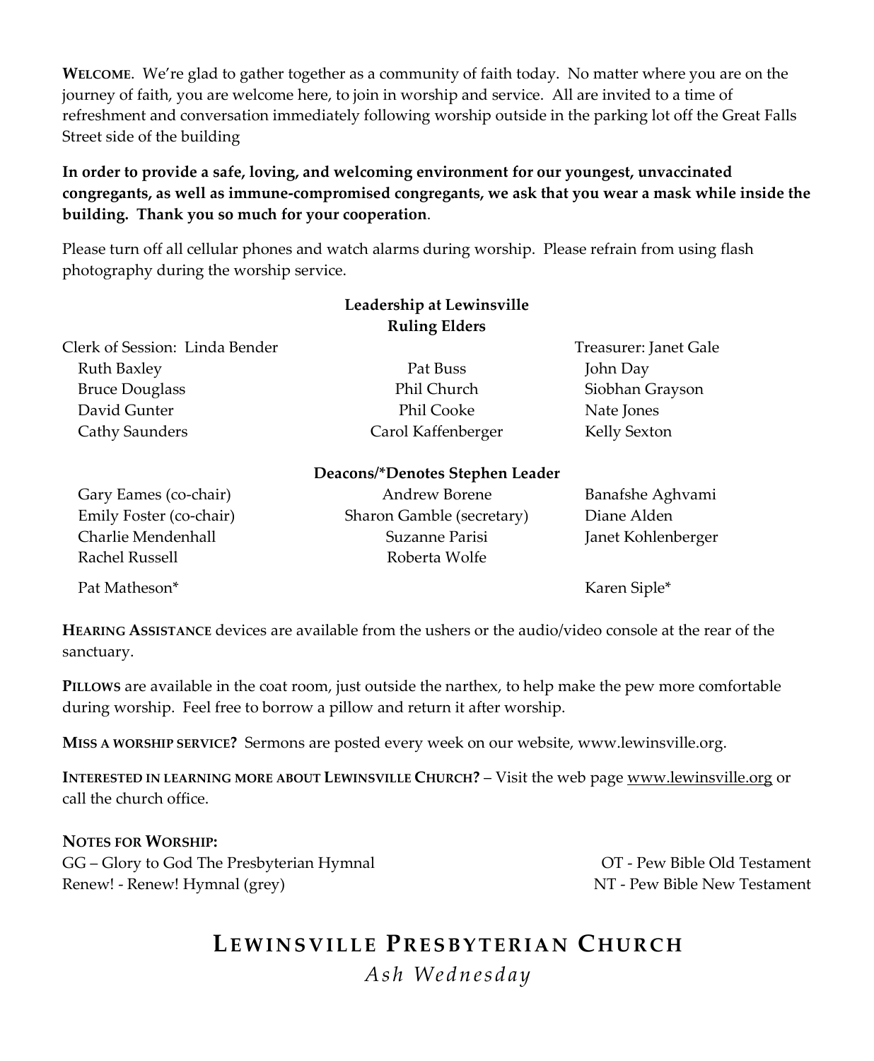**WELCOME**. We're glad to gather together as a community of faith today. No matter where you are on the journey of faith, you are welcome here, to join in worship and service. All are invited to a time of refreshment and conversation immediately following worship outside in the parking lot off the Great Falls Street side of the building

**In order to provide a safe, loving, and welcoming environment for our youngest, unvaccinated congregants, as well as immune-compromised congregants, we ask that you wear a mask while inside the building. Thank you so much for your cooperation**.

Please turn off all cellular phones and watch alarms during worship. Please refrain from using flash photography during the worship service.

**Leadership at Lewinsville**
**Ruling Elders**

Clerk of Session: Linda Bender

Treasurer: Janet Gale

| | | |
|---|---|---|
| Ruth Baxley | Pat Buss | John Day |
| Bruce Douglass | Phil Church | Siobhan Grayson |
| David Gunter | Phil Cooke | Nate Jones |
| Cathy Saunders | Carol Kaffenberger | Kelly Sexton |

**Deacons/*Denotes Stephen Leader**

| | | |
|---|---|---|
| Gary Eames (co-chair) | Andrew Borene | Banafshe Aghvami |
| Emily Foster (co-chair) | Sharon Gamble (secretary) | Diane Alden |
| Charlie Mendenhall | Suzanne Parisi | Janet Kohlenberger |
| Rachel Russell | Roberta Wolfe | |
| Pat Matheson* | | Karen Siple* |

**HEARING ASSISTANCE** devices are available from the ushers or the audio/video console at the rear of the sanctuary.

**PILLOWS** are available in the coat room, just outside the narthex, to help make the pew more comfortable during worship. Feel free to borrow a pillow and return it after worship.

**MISS A WORSHIP SERVICE?** Sermons are posted every week on our website, www.lewinsville.org.

**INTERESTED IN LEARNING MORE ABOUT LEWINSVILLE CHURCH?** – Visit the web page www.lewinsville.org or call the church office.

**NOTES FOR WORSHIP:**

GG – Glory to God The Presbyterian Hymnal
Renew! - Renew! Hymnal (grey)
OT - Pew Bible Old Testament
NT - Pew Bible New Testament

# LEWINSVILLE PRESBYTERIAN CHURCH

*Ash Wednesday*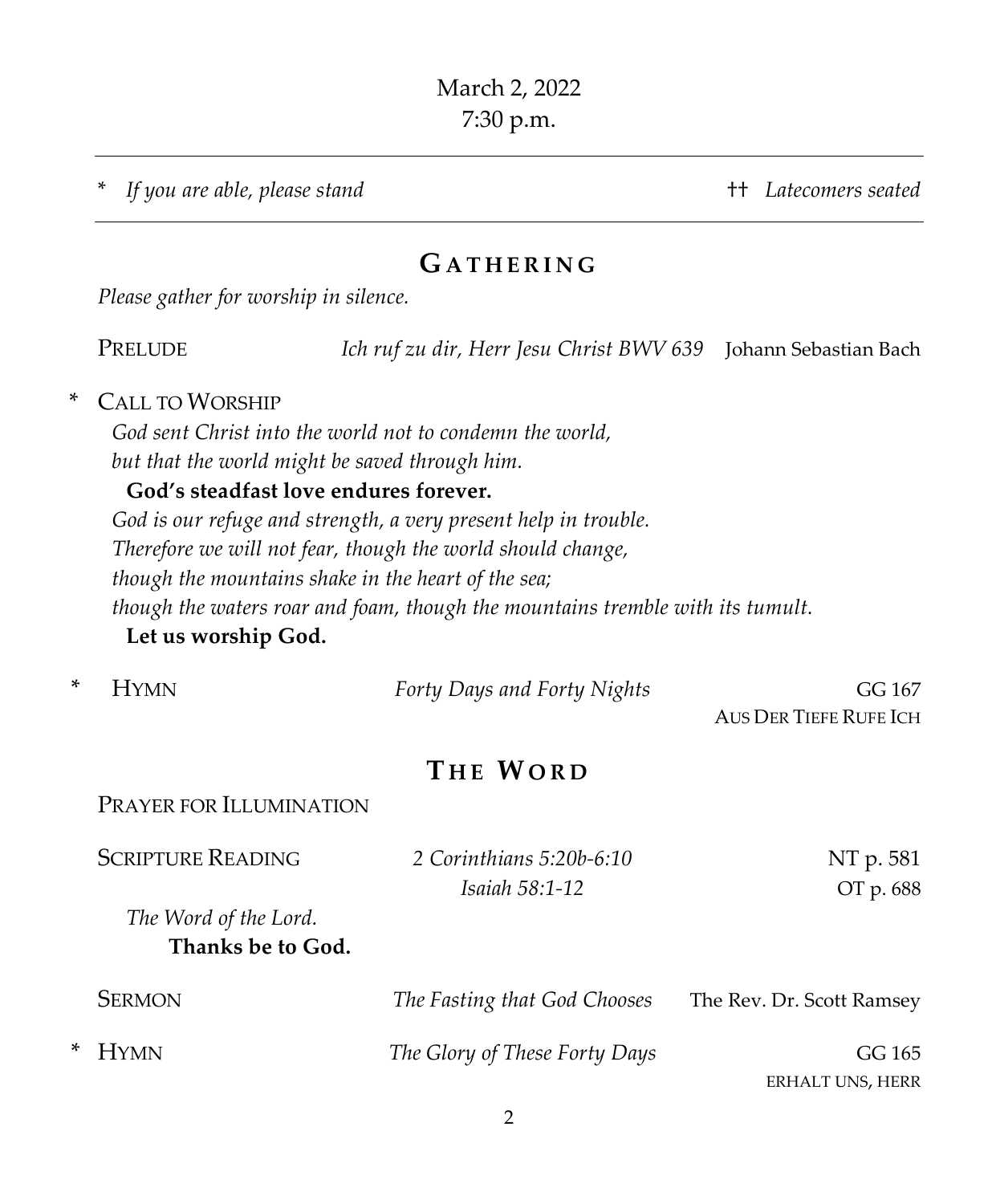March 2, 2022
7:30 p.m.

---

\* *If you are able, please stand* †† *Latecomers seated*

---

## GATHERING

*Please gather for worship in silence.*

PRELUDE *Ich ruf zu dir, Herr Jesu Christ BWV 639* Johann Sebastian Bach

\* CALL TO WORSHIP

*God sent Christ into the world not to condemn the world,*
*but that the world might be saved through him.*
**God's steadfast love endures forever.**
*God is our refuge and strength, a very present help in trouble.*
*Therefore we will not fear, though the world should change,*
*though the mountains shake in the heart of the sea;*
*though the waters roar and foam, though the mountains tremble with its tumult.*
**Let us worship God.**

\* HYMN *Forty Days and Forty Nights* GG 167
AUS DER TIEFE RUFE ICH

## THE WORD

PRAYER FOR ILLUMINATION

SCRIPTURE READING *2 Corinthians 5:20b-6:10* NT p. 581
*Isaiah 58:1-12* OT p. 688

*The Word of the Lord.*
**Thanks be to God.**

SERMON *The Fasting that God Chooses* The Rev. Dr. Scott Ramsey

\* HYMN *The Glory of These Forty Days* GG 165
ERHALT UNS, HERR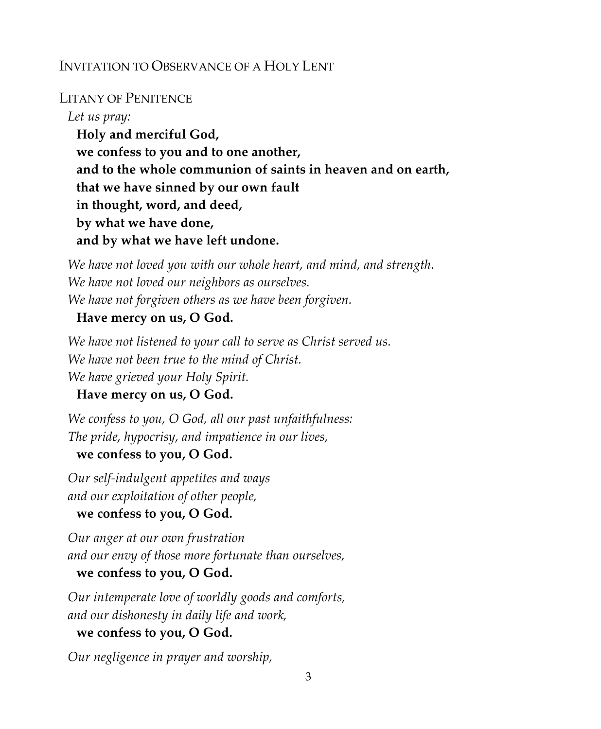## Invitation to Observance of a Holy Lent

## Litany of Penitence

*Let us pray:*

**Holy and merciful God,**
**we confess to you and to one another,**
**and to the whole communion of saints in heaven and on earth,**
**that we have sinned by our own fault**
**in thought, word, and deed,**
**by what we have done,**
**and by what we have left undone.**

*We have not loved you with our whole heart, and mind, and strength.*
*We have not loved our neighbors as ourselves.*
*We have not forgiven others as we have been forgiven.*
**Have mercy on us, O God.**

*We have not listened to your call to serve as Christ served us.*
*We have not been true to the mind of Christ.*
*We have grieved your Holy Spirit.*
**Have mercy on us, O God.**

*We confess to you, O God, all our past unfaithfulness:*
*The pride, hypocrisy, and impatience in our lives,*
**we confess to you, O God.**

*Our self-indulgent appetites and ways*
*and our exploitation of other people,*
**we confess to you, O God.**

*Our anger at our own frustration*
*and our envy of those more fortunate than ourselves,*
**we confess to you, O God.**

*Our intemperate love of worldly goods and comforts,*
*and our dishonesty in daily life and work,*
**we confess to you, O God.**

*Our negligence in prayer and worship,*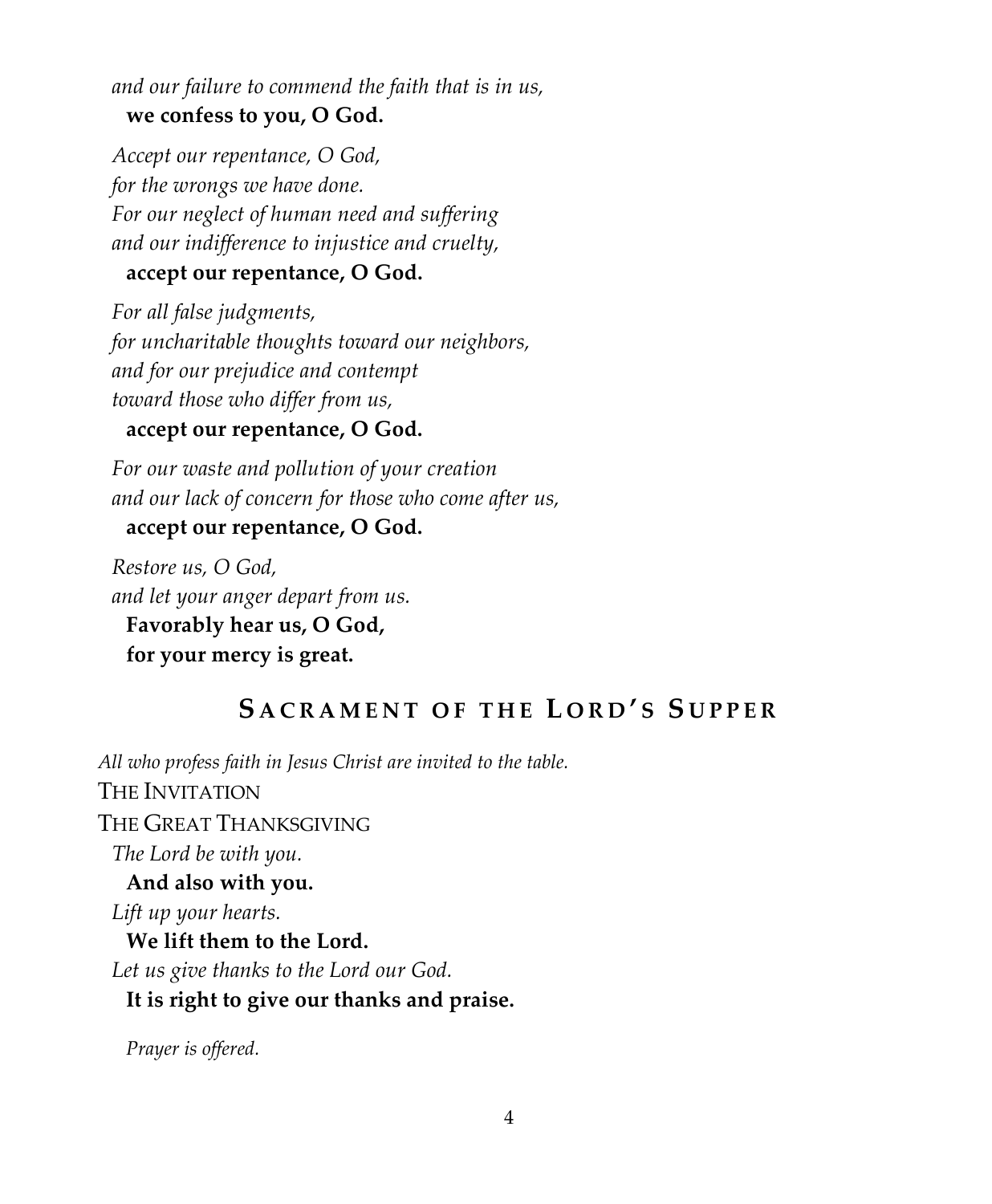*and our failure to commend the faith that is in us,*
**we confess to you, O God.**

*Accept our repentance, O God,*
*for the wrongs we have done.*
*For our neglect of human need and suffering*
*and our indifference to injustice and cruelty,*
**accept our repentance, O God.**

*For all false judgments,*
*for uncharitable thoughts toward our neighbors,*
*and for our prejudice and contempt*
*toward those who differ from us,*
**accept our repentance, O God.**

*For our waste and pollution of your creation*
*and our lack of concern for those who come after us,*
**accept our repentance, O God.**

*Restore us, O God,*
*and let your anger depart from us.*
**Favorably hear us, O God,**
**for your mercy is great.**

## SACRAMENT OF THE LORD'S SUPPER

*All who profess faith in Jesus Christ are invited to the table.*

THE INVITATION

THE GREAT THANKSGIVING

*The Lord be with you.*
**And also with you.**
*Lift up your hearts.*
**We lift them to the Lord.**
*Let us give thanks to the Lord our God.*
**It is right to give our thanks and praise.**

*Prayer is offered.*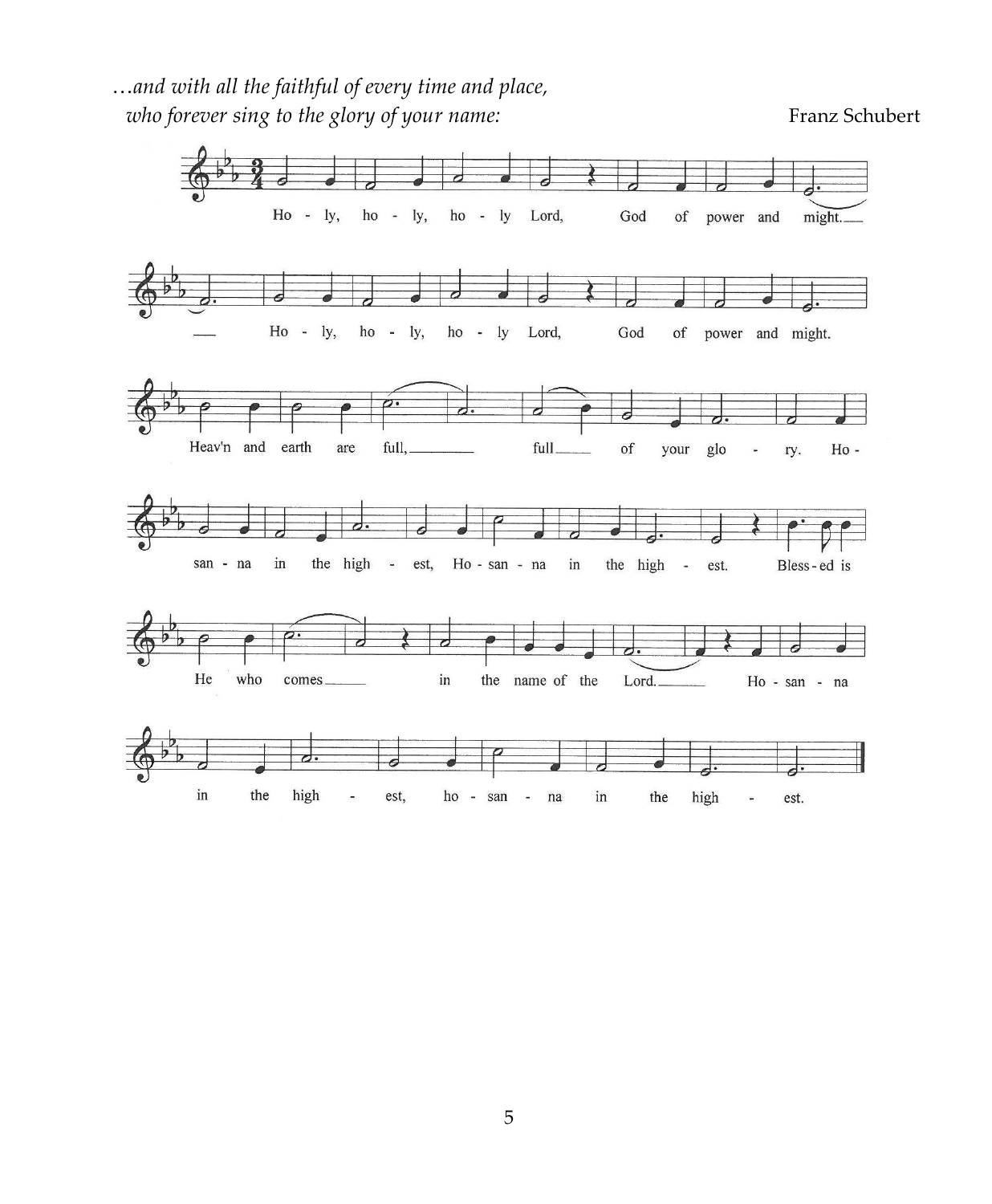*…and with all the faithful of every time and place,*
*who forever sing to the glory of your name:*

Franz Schubert

Ho - ly, ho - ly, ho - ly Lord, God of power and might.

Ho - ly, ho - ly, ho - ly Lord, God of power and might.

Heav'n and earth are full, full of your glo - ry. Ho -

san - na in the high - est, Ho - san - na in the high - est. Bless - ed is

He who comes in the name of the Lord. Ho - san - na

in the high - est, ho - san - na in the high - est.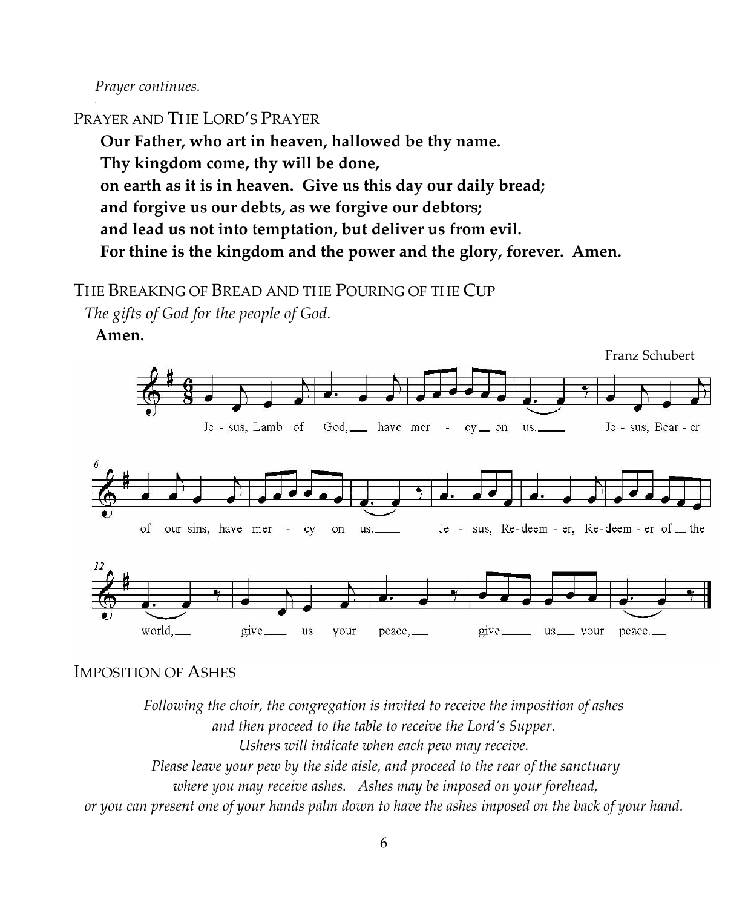*Prayer continues.*

PRAYER AND THE LORD'S PRAYER

**Our Father, who art in heaven, hallowed be thy name.**
**Thy kingdom come, thy will be done,**
**on earth as it is in heaven. Give us this day our daily bread;**
**and forgive us our debts, as we forgive our debtors;**
**and lead us not into temptation, but deliver us from evil.**
**For thine is the kingdom and the power and the glory, forever. Amen.**

THE BREAKING OF BREAD AND THE POURING OF THE CUP

*The gifts of God for the people of God.*

**Amen.**

Franz Schubert

Jesus, Lamb of God, have mercy on us. Jesus, Bearer of our sins, have mercy on us. Jesus, Redeemer, Redeemer of the world, give us your peace, give us your peace.

IMPOSITION OF ASHES

*Following the choir, the congregation is invited to receive the imposition of ashes and then proceed to the table to receive the Lord's Supper.*
*Ushers will indicate when each pew may receive.*
*Please leave your pew by the side aisle, and proceed to the rear of the sanctuary where you may receive ashes. Ashes may be imposed on your forehead, or you can present one of your hands palm down to have the ashes imposed on the back of your hand.*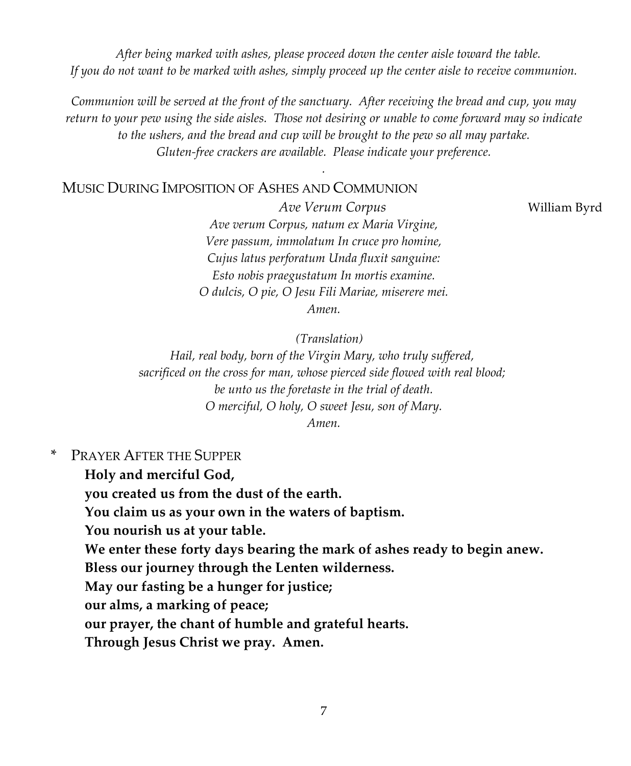*After being marked with ashes, please proceed down the center aisle toward the table.*
*If you do not want to be marked with ashes, simply proceed up the center aisle to receive communion.*

*Communion will be served at the front of the sanctuary. After receiving the bread and cup, you may return to your pew using the side aisles. Those not desiring or unable to come forward may so indicate to the ushers, and the bread and cup will be brought to the pew so all may partake.*
*Gluten-free crackers are available. Please indicate your preference.*

MUSIC DURING IMPOSITION OF ASHES AND COMMUNION

*Ave Verum Corpus* — William Byrd

*Ave verum Corpus, natum ex Maria Virgine,*
*Vere passum, immolatum In cruce pro homine,*
*Cujus latus perforatum Unda fluxit sanguine:*
*Esto nobis praegustatum In mortis examine.*
*O dulcis, O pie, O Jesu Fili Mariae, miserere mei.*
*Amen.*

*(Translation)*
*Hail, real body, born of the Virgin Mary, who truly suffered,*
*sacrificed on the cross for man, whose pierced side flowed with real blood;*
*be unto us the foretaste in the trial of death.*
*O merciful, O holy, O sweet Jesu, son of Mary.*
*Amen.*

\* PRAYER AFTER THE SUPPER

**Holy and merciful God,**
**you created us from the dust of the earth.**
**You claim us as your own in the waters of baptism.**
**You nourish us at your table.**
**We enter these forty days bearing the mark of ashes ready to begin anew.**
**Bless our journey through the Lenten wilderness.**
**May our fasting be a hunger for justice;**
**our alms, a marking of peace;**
**our prayer, the chant of humble and grateful hearts.**
**Through Jesus Christ we pray. Amen.**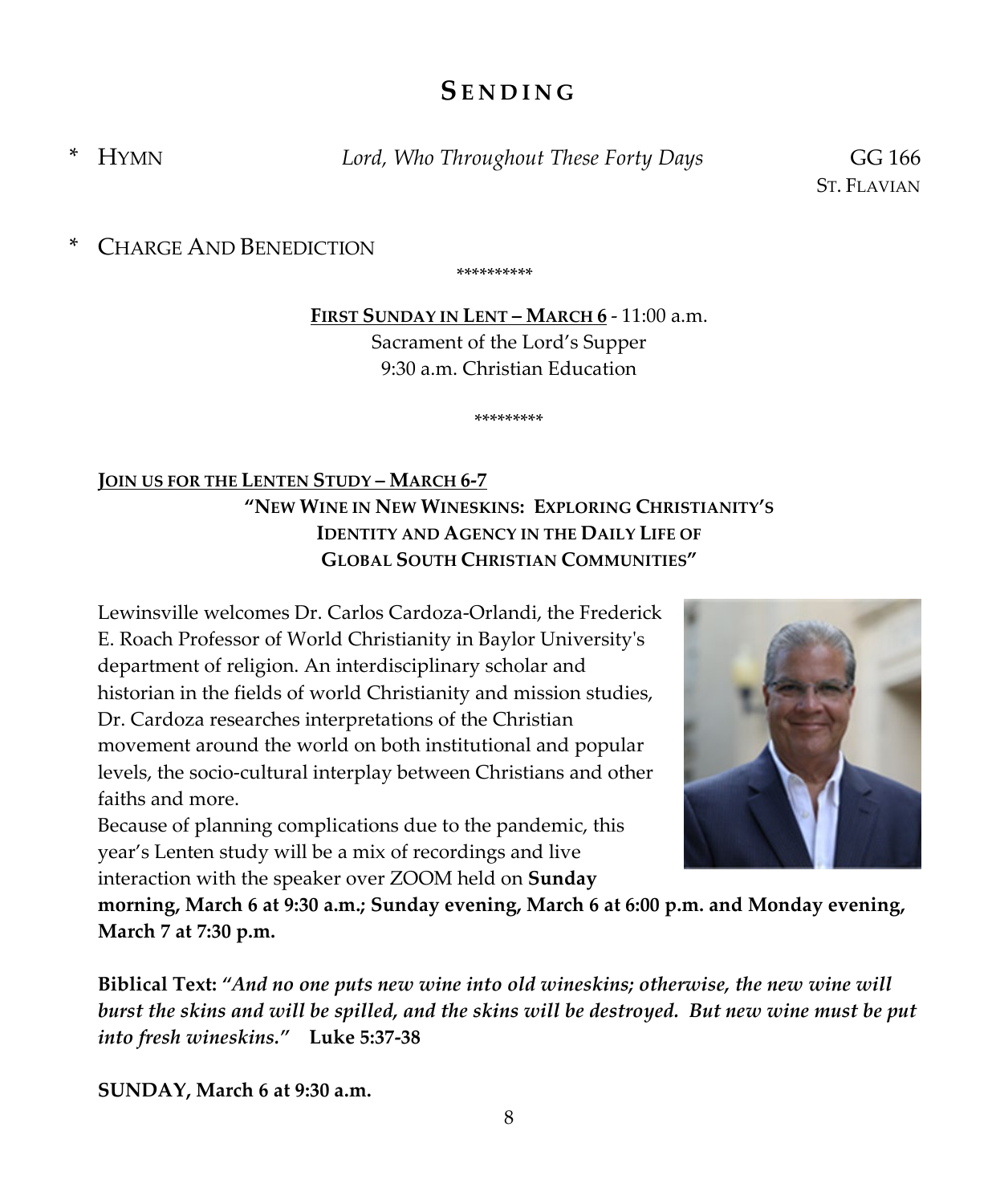# SENDING

\* HYMN *Lord, Who Throughout These Forty Days* GG 166
ST. FLAVIAN

\* CHARGE AND BENEDICTION

**********

**FIRST SUNDAY IN LENT – MARCH 6** - 11:00 a.m.
Sacrament of the Lord's Supper
9:30 a.m. Christian Education

*********

**JOIN US FOR THE LENTEN STUDY – MARCH 6-7**

**"NEW WINE IN NEW WINESKINS: EXPLORING CHRISTIANITY'S IDENTITY AND AGENCY IN THE DAILY LIFE OF GLOBAL SOUTH CHRISTIAN COMMUNITIES"**

Lewinsville welcomes Dr. Carlos Cardoza-Orlandi, the Frederick E. Roach Professor of World Christianity in Baylor University's department of religion. An interdisciplinary scholar and historian in the fields of world Christianity and mission studies, Dr. Cardoza researches interpretations of the Christian movement around the world on both institutional and popular levels, the socio-cultural interplay between Christians and other faiths and more.

Because of planning complications due to the pandemic, this year's Lenten study will be a mix of recordings and live interaction with the speaker over ZOOM held on **Sunday morning, March 6 at 9:30 a.m.; Sunday evening, March 6 at 6:00 p.m. and Monday evening, March 7 at 7:30 p.m.**

**Biblical Text:** "*And no one puts new wine into old wineskins; otherwise, the new wine will burst the skins and will be spilled, and the skins will be destroyed. But new wine must be put into fresh wineskins.*" **Luke 5:37-38**

**SUNDAY, March 6 at 9:30 a.m.**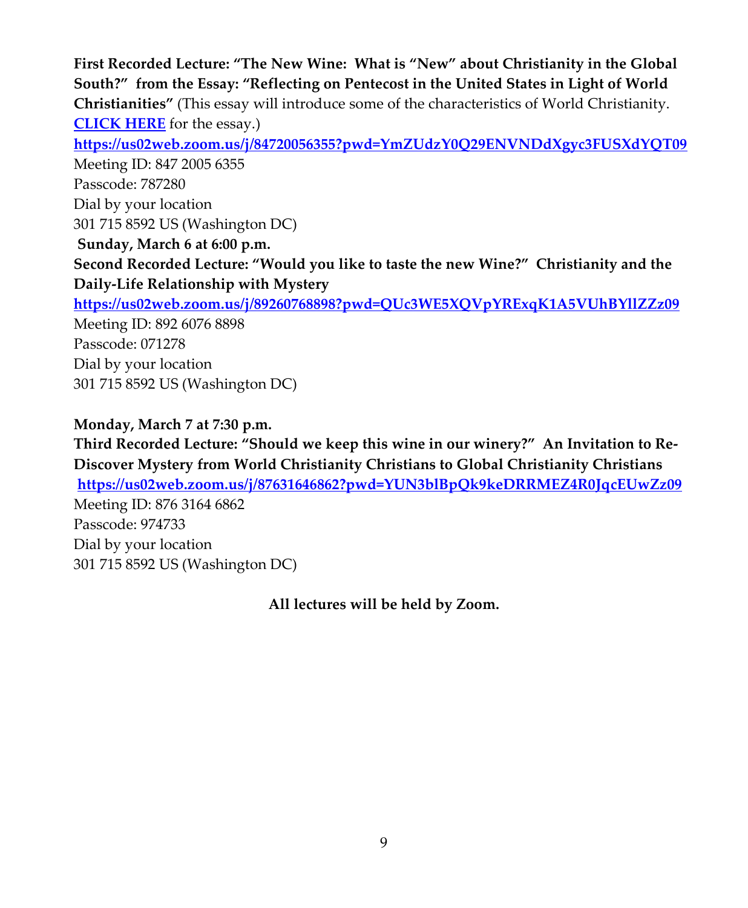**First Recorded Lecture: "The New Wine: What is "New" about Christianity in the Global South?" from the Essay: "Reflecting on Pentecost in the United States in Light of World Christianities"** (This essay will introduce some of the characteristics of World Christianity. **CLICK HERE** for the essay.)

**https://us02web.zoom.us/j/84720056355?pwd=YmZUdzY0Q29ENVNDdXgyc3FUSXdYQT09**

Meeting ID: 847 2005 6355
Passcode: 787280
Dial by your location
301 715 8592 US (Washington DC)

**Sunday, March 6 at 6:00 p.m.**

**Second Recorded Lecture: "Would you like to taste the new Wine?" Christianity and the Daily-Life Relationship with Mystery**

**https://us02web.zoom.us/j/89260768898?pwd=QUc3WE5XQVpYRExqK1A5VUhBYllZZz09**

Meeting ID: 892 6076 8898
Passcode: 071278
Dial by your location
301 715 8592 US (Washington DC)

**Monday, March 7 at 7:30 p.m.**

**Third Recorded Lecture: "Should we keep this wine in our winery?" An Invitation to Re-Discover Mystery from World Christianity Christians to Global Christianity Christians**

**https://us02web.zoom.us/j/87631646862?pwd=YUN3blBpQk9keDRRMEZ4R0JqcEUwZz09**

Meeting ID: 876 3164 6862
Passcode: 974733
Dial by your location
301 715 8592 US (Washington DC)

**All lectures will be held by Zoom.**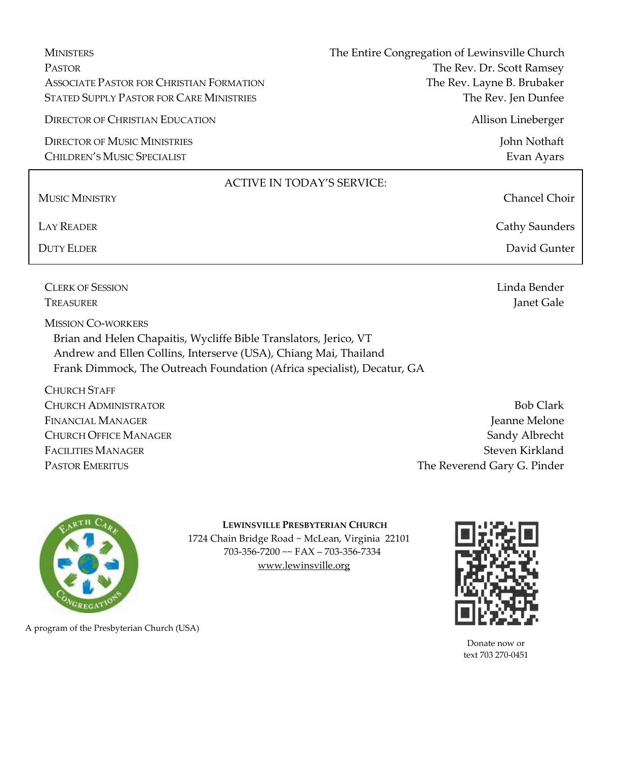| | |
|---|---|
| MINISTERS | The Entire Congregation of Lewinsville Church |
| PASTOR | The Rev. Dr. Scott Ramsey |
| ASSOCIATE PASTOR FOR CHRISTIAN FORMATION | The Rev. Layne B. Brubaker |
| STATED SUPPLY PASTOR FOR CARE MINISTRIES | The Rev. Jen Dunfee |
| DIRECTOR OF CHRISTIAN EDUCATION | Allison Lineberger |
| DIRECTOR OF MUSIC MINISTRIES | John Nothaft |
| CHILDREN'S MUSIC SPECIALIST | Evan Ayars |

ACTIVE IN TODAY'S SERVICE:

| | |
|---|---|
| MUSIC MINISTRY | Chancel Choir |
| LAY READER | Cathy Saunders |
| DUTY ELDER | David Gunter |

| | |
|---|---|
| CLERK OF SESSION | Linda Bender |
| TREASURER | Janet Gale |

MISSION CO-WORKERS

Brian and Helen Chapaitis, Wycliffe Bible Translators, Jerico, VT
Andrew and Ellen Collins, Interserve (USA), Chiang Mai, Thailand
Frank Dimmock, The Outreach Foundation (Africa specialist), Decatur, GA

CHURCH STAFF

| | |
|---|---|
| CHURCH ADMINISTRATOR | Bob Clark |
| FINANCIAL MANAGER | Jeanne Melone |
| CHURCH OFFICE MANAGER | Sandy Albrecht |
| FACILITIES MANAGER | Steven Kirkland |
| PASTOR EMERITUS | The Reverend Gary G. Pinder |

Earth Care Congregations

A program of the Presbyterian Church (USA)

**LEWINSVILLE PRESBYTERIAN CHURCH**
1724 Chain Bridge Road ~ McLean, Virginia 22101
703-356-7200 ~~ FAX – 703-356-7334
www.lewinsville.org

Donate now or
text 703 270-0451